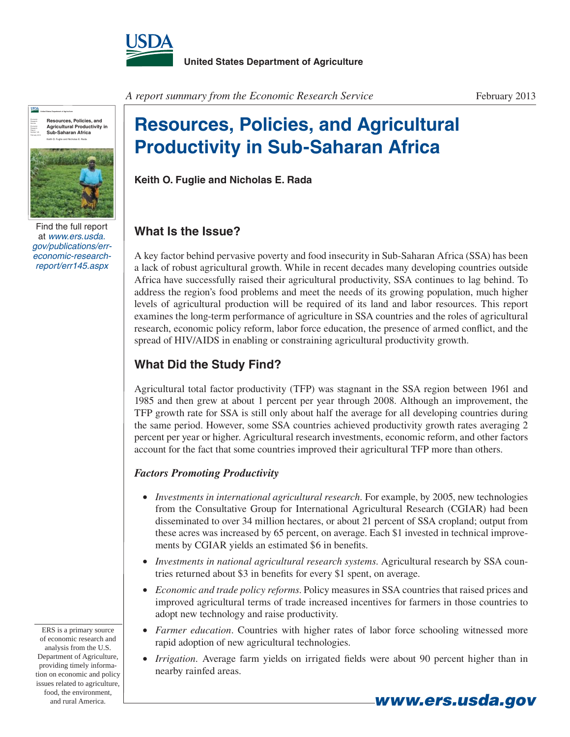United States Department of Agriculture

*A report summary from the Economic Research Service*

February 2013

# Resources, Policies, and Agricultural Productivity in Sub-Saharan Africa

**Keith O. Fuglie and Nicholas E. Rada**

Find the full report at *www.ers.usda.gov/publications/err-economic-research-report/err145.aspx*

## What Is the Issue?

A key factor behind pervasive poverty and food insecurity in Sub-Saharan Africa (SSA) has been a lack of robust agricultural growth. While in recent decades many developing countries outside Africa have successfully raised their agricultural productivity, SSA continues to lag behind. To address the region's food problems and meet the needs of its growing population, much higher levels of agricultural production will be required of its land and labor resources. This report examines the long-term performance of agriculture in SSA countries and the roles of agricultural research, economic policy reform, labor force education, the presence of armed conflict, and the spread of HIV/AIDS in enabling or constraining agricultural productivity growth.

## What Did the Study Find?

Agricultural total factor productivity (TFP) was stagnant in the SSA region between 1961 and 1985 and then grew at about 1 percent per year through 2008. Although an improvement, the TFP growth rate for SSA is still only about half the average for all developing countries during the same period. However, some SSA countries achieved productivity growth rates averaging 2 percent per year or higher. Agricultural research investments, economic reform, and other factors account for the fact that some countries improved their agricultural TFP more than others.

### *Factors Promoting Productivity*

- *Investments in international agricultural research.* For example, by 2005, new technologies from the Consultative Group for International Agricultural Research (CGIAR) had been disseminated to over 34 million hectares, or about 21 percent of SSA cropland; output from these acres was increased by 65 percent, on average. Each $1 invested in technical improvements by CGIAR yields an estimated $6 in benefits.
- *Investments in national agricultural research systems.* Agricultural research by SSA countries returned about $3 in benefits for every $1 spent, on average.
- *Economic and trade policy reforms.* Policy measures in SSA countries that raised prices and improved agricultural terms of trade increased incentives for farmers in those countries to adopt new technology and raise productivity.
- *Farmer education.* Countries with higher rates of labor force schooling witnessed more rapid adoption of new agricultural technologies.
- *Irrigation.* Average farm yields on irrigated fields were about 90 percent higher than in nearby rainfed areas.

ERS is a primary source of economic research and analysis from the U.S. Department of Agriculture, providing timely information on economic and policy issues related to agriculture, food, the environment, and rural America.

**www.ers.usda.gov**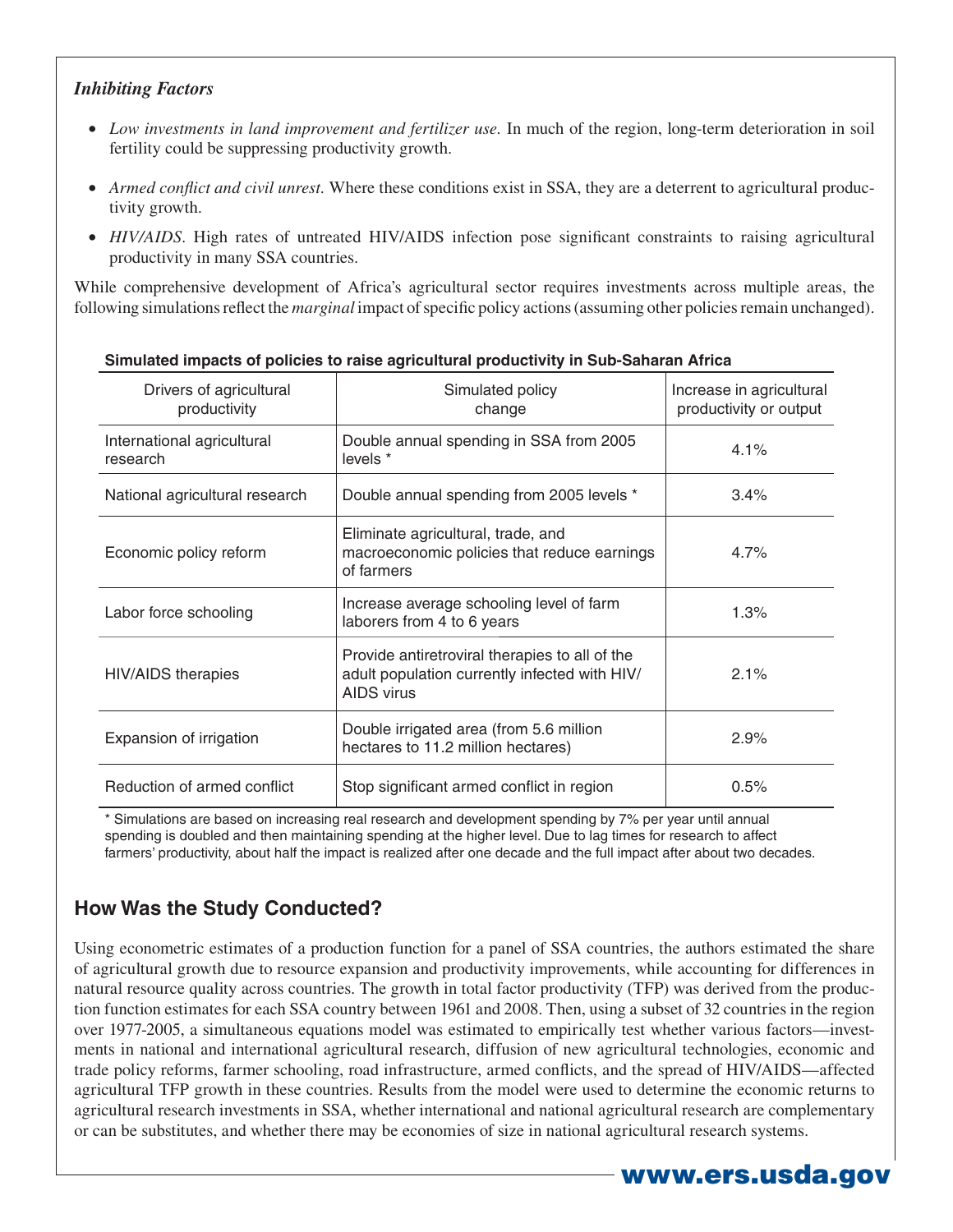### *Inhibiting Factors*

- *Low investments in land improvement and fertilizer use.* In much of the region, long-term deterioration in soil fertility could be suppressing productivity growth.
- *Armed conflict and civil unrest.* Where these conditions exist in SSA, they are a deterrent to agricultural productivity growth.
- *HIV/AIDS.* High rates of untreated HIV/AIDS infection pose significant constraints to raising agricultural productivity in many SSA countries.

While comprehensive development of Africa's agricultural sector requires investments across multiple areas, the following simulations reflect the *marginal* impact of specific policy actions (assuming other policies remain unchanged).

**Simulated impacts of policies to raise agricultural productivity in Sub-Saharan Africa**

| Drivers of agricultural productivity | Simulated policy change | Increase in agricultural productivity or output |
|---|---|---|
| International agricultural research | Double annual spending in SSA from 2005 levels * | 4.1% |
| National agricultural research | Double annual spending from 2005 levels * | 3.4% |
| Economic policy reform | Eliminate agricultural, trade, and macroeconomic policies that reduce earnings of farmers | 4.7% |
| Labor force schooling | Increase average schooling level of farm laborers from 4 to 6 years | 1.3% |
| HIV/AIDS therapies | Provide antiretroviral therapies to all of the adult population currently infected with HIV/AIDS virus | 2.1% |
| Expansion of irrigation | Double irrigated area (from 5.6 million hectares to 11.2 million hectares) | 2.9% |
| Reduction of armed conflict | Stop significant armed conflict in region | 0.5% |

* Simulations are based on increasing real research and development spending by 7% per year until annual spending is doubled and then maintaining spending at the higher level. Due to lag times for research to affect farmers' productivity, about half the impact is realized after one decade and the full impact after about two decades.

## How Was the Study Conducted?

Using econometric estimates of a production function for a panel of SSA countries, the authors estimated the share of agricultural growth due to resource expansion and productivity improvements, while accounting for differences in natural resource quality across countries. The growth in total factor productivity (TFP) was derived from the production function estimates for each SSA country between 1961 and 2008. Then, using a subset of 32 countries in the region over 1977-2005, a simultaneous equations model was estimated to empirically test whether various factors—investments in national and international agricultural research, diffusion of new agricultural technologies, economic and trade policy reforms, farmer schooling, road infrastructure, armed conflicts, and the spread of HIV/AIDS—affected agricultural TFP growth in these countries. Results from the model were used to determine the economic returns to agricultural research investments in SSA, whether international and national agricultural research are complementary or can be substitutes, and whether there may be economies of size in national agricultural research systems.

**www.ers.usda.gov**